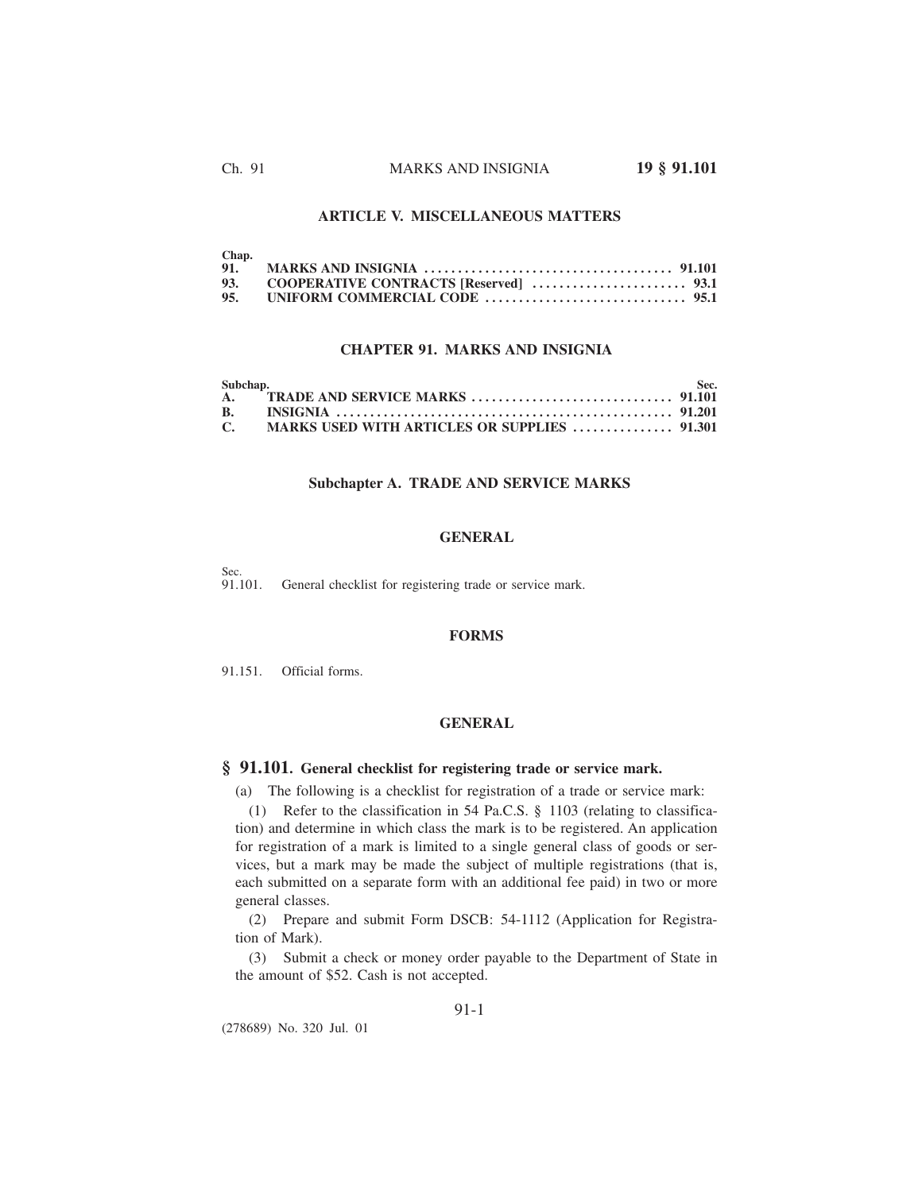## ARTICLE V. MISCELLANEOUS MATTERS

| Chap. | | |
|---|---|---|
| 91. | MARKS AND INSIGNIA | 91.101 |
| 93. | COOPERATIVE CONTRACTS [Reserved] | 93.1 |
| 95. | UNIFORM COMMERCIAL CODE | 95.1 |

## CHAPTER 91. MARKS AND INSIGNIA

| Subchap. | | Sec. |
|---|---|---|
| A. | TRADE AND SERVICE MARKS | 91.101 |
| B. | INSIGNIA | 91.201 |
| C. | MARKS USED WITH ARTICLES OR SUPPLIES | 91.301 |

### Subchapter A. TRADE AND SERVICE MARKS

#### GENERAL

Sec.
91.101. General checklist for registering trade or service mark.

#### FORMS

91.151. Official forms.

#### GENERAL

### § 91.101. General checklist for registering trade or service mark.

(a) The following is a checklist for registration of a trade or service mark:

(1) Refer to the classification in 54 Pa.C.S. § 1103 (relating to classification) and determine in which class the mark is to be registered. An application for registration of a mark is limited to a single general class of goods or services, but a mark may be made the subject of multiple registrations (that is, each submitted on a separate form with an additional fee paid) in two or more general classes.

(2) Prepare and submit Form DSCB: 54-1112 (Application for Registration of Mark).

(3) Submit a check or money order payable to the Department of State in the amount of $52. Cash is not accepted.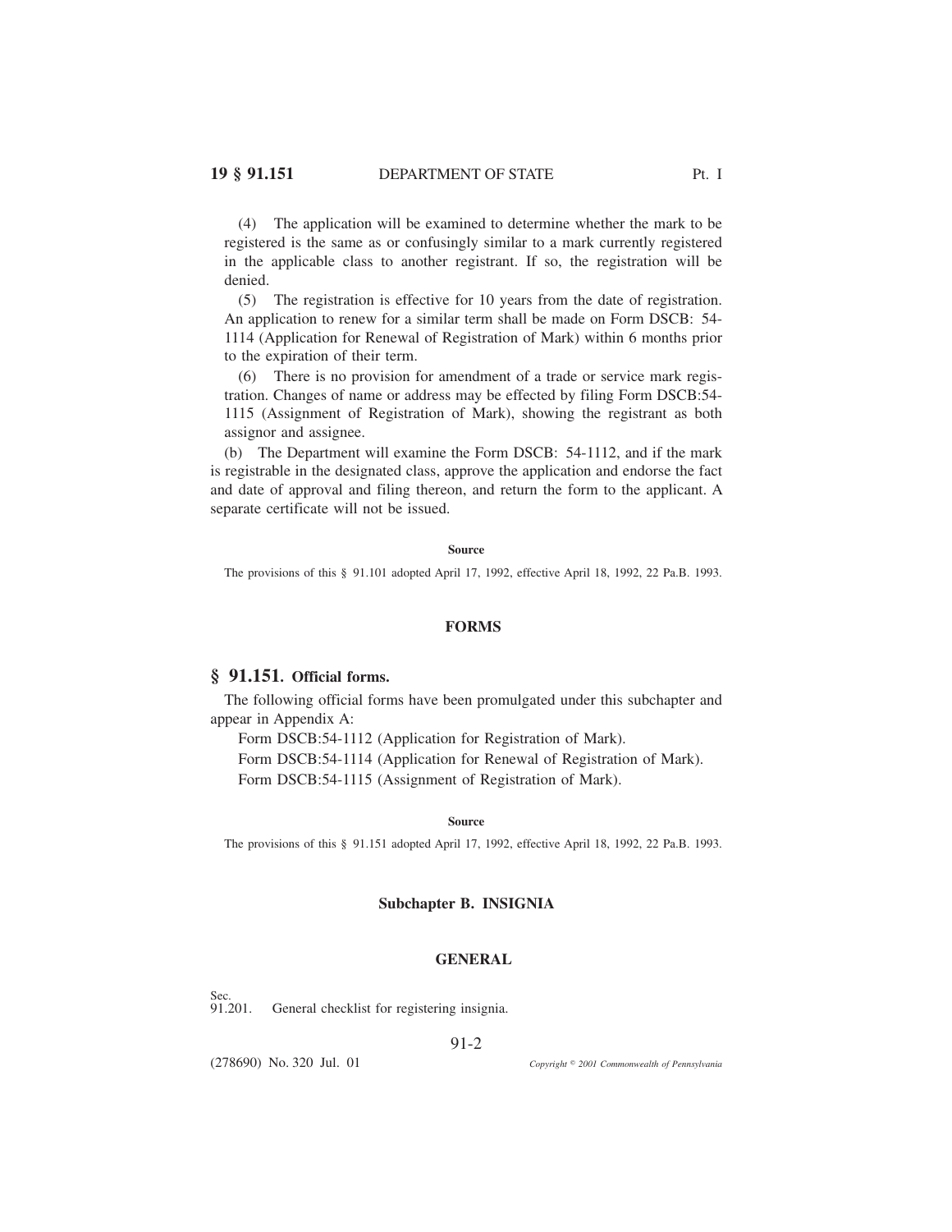(4) The application will be examined to determine whether the mark to be registered is the same as or confusingly similar to a mark currently registered in the applicable class to another registrant. If so, the registration will be denied.

(5) The registration is effective for 10 years from the date of registration. An application to renew for a similar term shall be made on Form DSCB: 54-1114 (Application for Renewal of Registration of Mark) within 6 months prior to the expiration of their term.

(6) There is no provision for amendment of a trade or service mark registration. Changes of name or address may be effected by filing Form DSCB:54-1115 (Assignment of Registration of Mark), showing the registrant as both assignor and assignee.

(b) The Department will examine the Form DSCB: 54-1112, and if the mark is registrable in the designated class, approve the application and endorse the fact and date of approval and filing thereon, and return the form to the applicant. A separate certificate will not be issued.

**Source**

The provisions of this § 91.101 adopted April 17, 1992, effective April 18, 1992, 22 Pa.B. 1993.

### FORMS

## § 91.151. Official forms.

The following official forms have been promulgated under this subchapter and appear in Appendix A:

Form DSCB:54-1112 (Application for Registration of Mark).

Form DSCB:54-1114 (Application for Renewal of Registration of Mark).

Form DSCB:54-1115 (Assignment of Registration of Mark).

**Source**

The provisions of this § 91.151 adopted April 17, 1992, effective April 18, 1992, 22 Pa.B. 1993.

## Subchapter B. INSIGNIA

### GENERAL

Sec.
91.201. General checklist for registering insignia.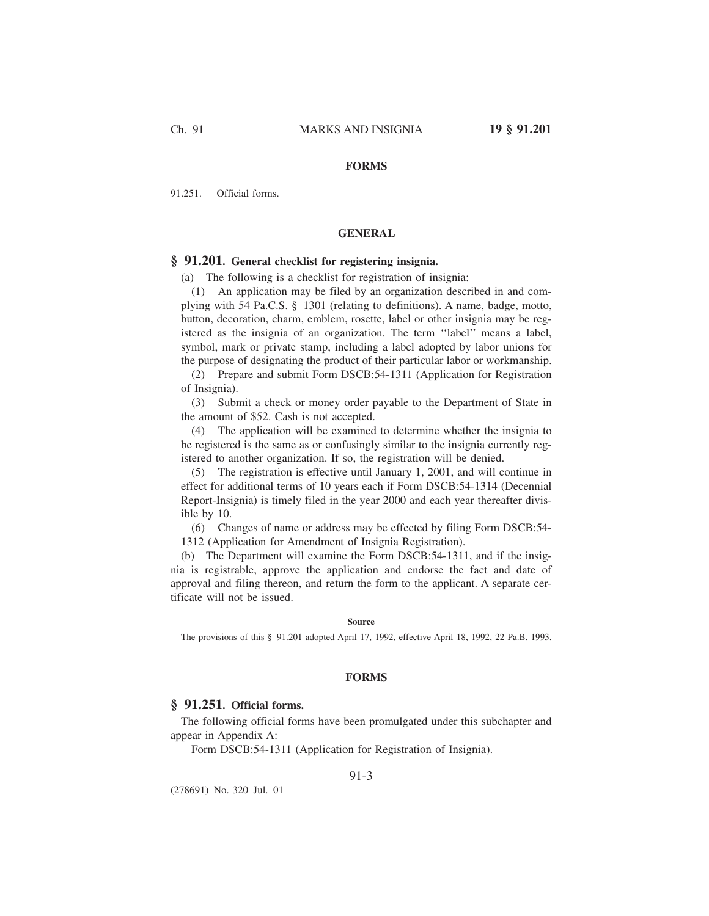## FORMS

91.251. Official forms.

## GENERAL

### § 91.201. General checklist for registering insignia.

(a) The following is a checklist for registration of insignia:

(1) An application may be filed by an organization described in and complying with 54 Pa.C.S. § 1301 (relating to definitions). A name, badge, motto, button, decoration, charm, emblem, rosette, label or other insignia may be registered as the insignia of an organization. The term ''label'' means a label, symbol, mark or private stamp, including a label adopted by labor unions for the purpose of designating the product of their particular labor or workmanship.

(2) Prepare and submit Form DSCB:54-1311 (Application for Registration of Insignia).

(3) Submit a check or money order payable to the Department of State in the amount of $52. Cash is not accepted.

(4) The application will be examined to determine whether the insignia to be registered is the same as or confusingly similar to the insignia currently registered to another organization. If so, the registration will be denied.

(5) The registration is effective until January 1, 2001, and will continue in effect for additional terms of 10 years each if Form DSCB:54-1314 (Decennial Report-Insignia) is timely filed in the year 2000 and each year thereafter divisible by 10.

(6) Changes of name or address may be effected by filing Form DSCB:54-1312 (Application for Amendment of Insignia Registration).

(b) The Department will examine the Form DSCB:54-1311, and if the insignia is registrable, approve the application and endorse the fact and date of approval and filing thereon, and return the form to the applicant. A separate certificate will not be issued.

**Source**

The provisions of this § 91.201 adopted April 17, 1992, effective April 18, 1992, 22 Pa.B. 1993.

## FORMS

### § 91.251. Official forms.

The following official forms have been promulgated under this subchapter and appear in Appendix A:

Form DSCB:54-1311 (Application for Registration of Insignia).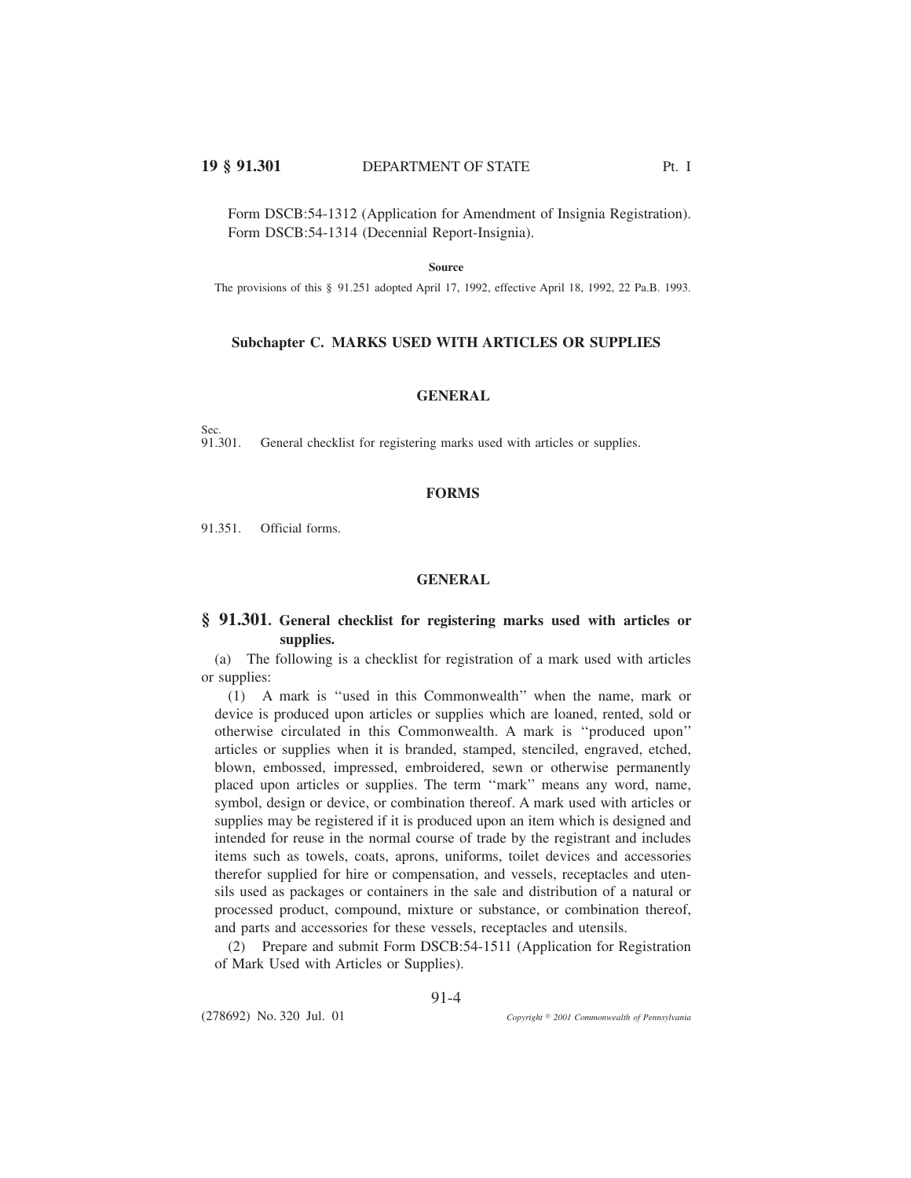Form DSCB:54-1312 (Application for Amendment of Insignia Registration).
Form DSCB:54-1314 (Decennial Report-Insignia).

**Source**

The provisions of this § 91.251 adopted April 17, 1992, effective April 18, 1992, 22 Pa.B. 1993.

## Subchapter C. MARKS USED WITH ARTICLES OR SUPPLIES

### GENERAL

Sec.
91.301. General checklist for registering marks used with articles or supplies.

### FORMS

91.351. Official forms.

### GENERAL

### § 91.301. General checklist for registering marks used with articles or supplies.

(a) The following is a checklist for registration of a mark used with articles or supplies:

(1) A mark is ''used in this Commonwealth'' when the name, mark or device is produced upon articles or supplies which are loaned, rented, sold or otherwise circulated in this Commonwealth. A mark is ''produced upon'' articles or supplies when it is branded, stamped, stenciled, engraved, etched, blown, embossed, impressed, embroidered, sewn or otherwise permanently placed upon articles or supplies. The term ''mark'' means any word, name, symbol, design or device, or combination thereof. A mark used with articles or supplies may be registered if it is produced upon an item which is designed and intended for reuse in the normal course of trade by the registrant and includes items such as towels, coats, aprons, uniforms, toilet devices and accessories therefor supplied for hire or compensation, and vessels, receptacles and utensils used as packages or containers in the sale and distribution of a natural or processed product, compound, mixture or substance, or combination thereof, and parts and accessories for these vessels, receptacles and utensils.

(2) Prepare and submit Form DSCB:54-1511 (Application for Registration of Mark Used with Articles or Supplies).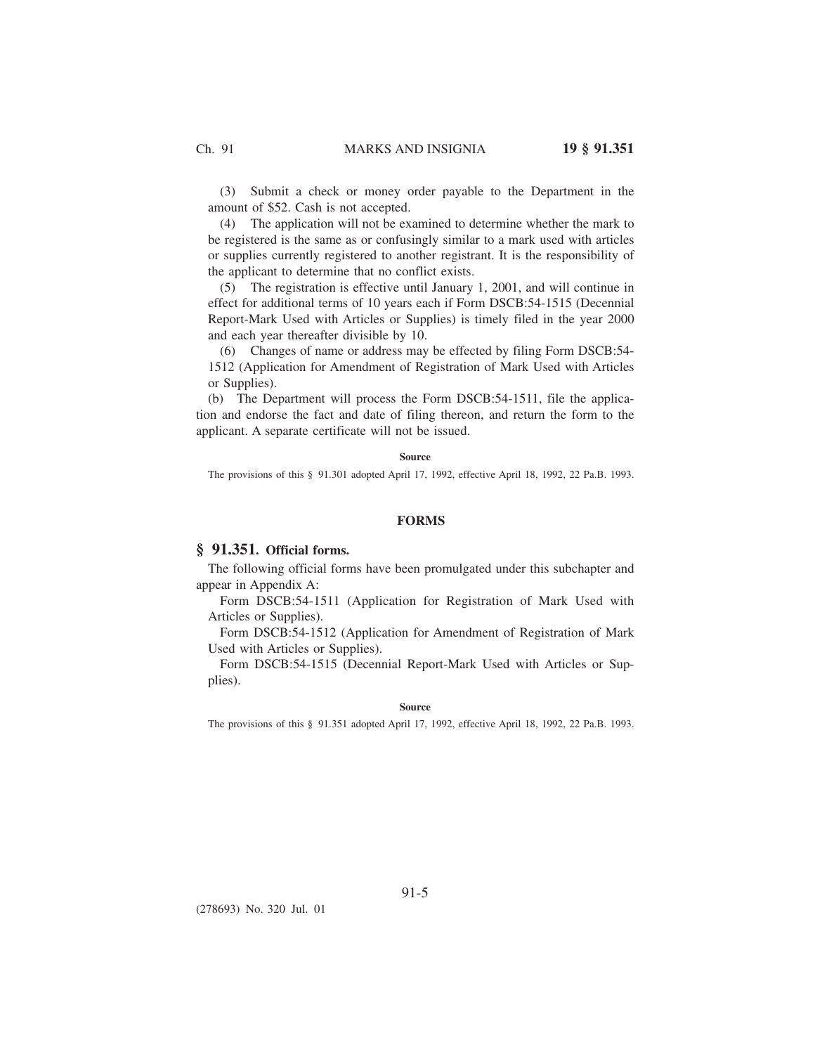(3) Submit a check or money order payable to the Department in the amount of $52. Cash is not accepted.

(4) The application will not be examined to determine whether the mark to be registered is the same as or confusingly similar to a mark used with articles or supplies currently registered to another registrant. It is the responsibility of the applicant to determine that no conflict exists.

(5) The registration is effective until January 1, 2001, and will continue in effect for additional terms of 10 years each if Form DSCB:54-1515 (Decennial Report-Mark Used with Articles or Supplies) is timely filed in the year 2000 and each year thereafter divisible by 10.

(6) Changes of name or address may be effected by filing Form DSCB:54-1512 (Application for Amendment of Registration of Mark Used with Articles or Supplies).

(b) The Department will process the Form DSCB:54-1511, file the application and endorse the fact and date of filing thereon, and return the form to the applicant. A separate certificate will not be issued.

**Source**

The provisions of this § 91.301 adopted April 17, 1992, effective April 18, 1992, 22 Pa.B. 1993.

## FORMS

### § 91.351. Official forms.

The following official forms have been promulgated under this subchapter and appear in Appendix A:

Form DSCB:54-1511 (Application for Registration of Mark Used with Articles or Supplies).

Form DSCB:54-1512 (Application for Amendment of Registration of Mark Used with Articles or Supplies).

Form DSCB:54-1515 (Decennial Report-Mark Used with Articles or Supplies).

**Source**

The provisions of this § 91.351 adopted April 17, 1992, effective April 18, 1992, 22 Pa.B. 1993.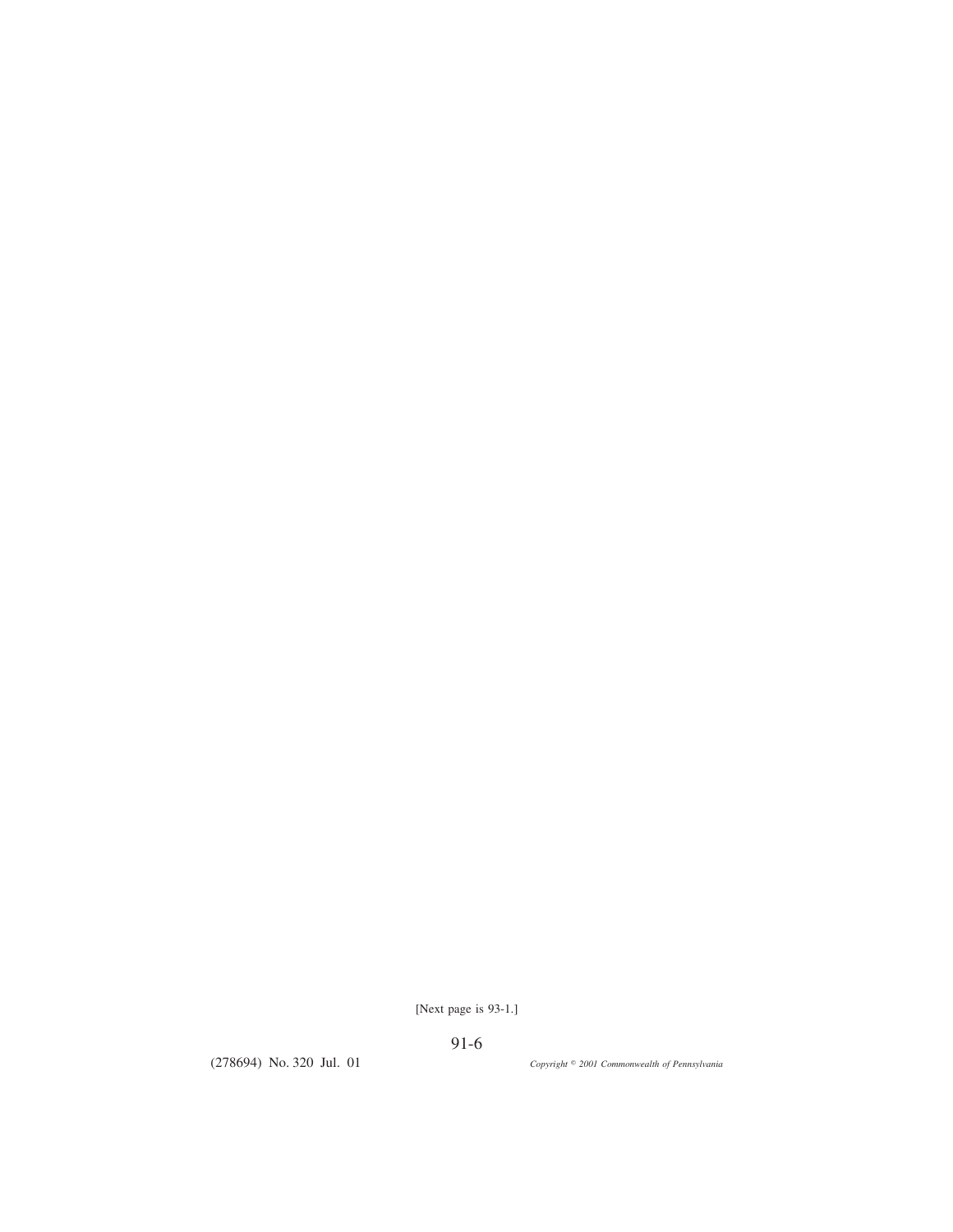[Next page is 93-1.]